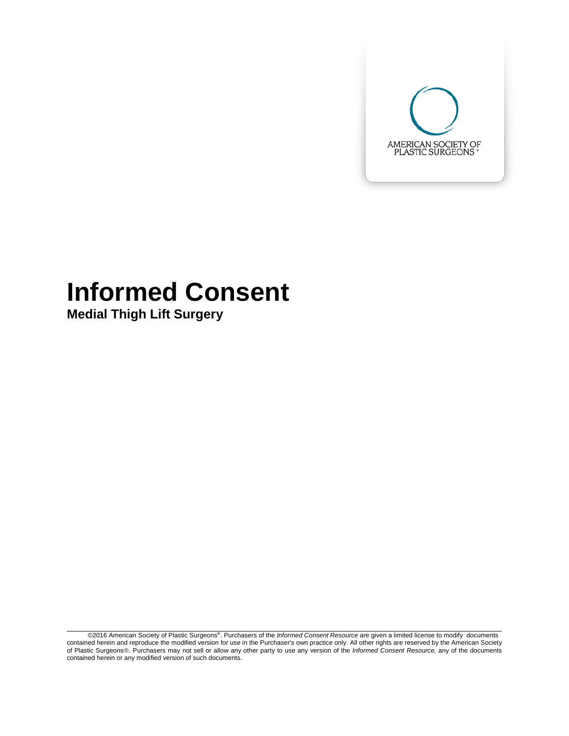AMERICAN SOCIETY OF PLASTIC SURGEONS®

# Informed Consent

## Medial Thigh Lift Surgery

©2016 American Society of Plastic Surgeons®. Purchasers of the *Informed Consent Resource* are given a limited license to modify documents contained herein and reproduce the modified version for use in the Purchaser's own practice only. All other rights are reserved by the American Society of Plastic Surgeons®. Purchasers may not sell or allow any other party to use any version of the *Informed Consent Resource,* any of the documents contained herein or any modified version of such documents.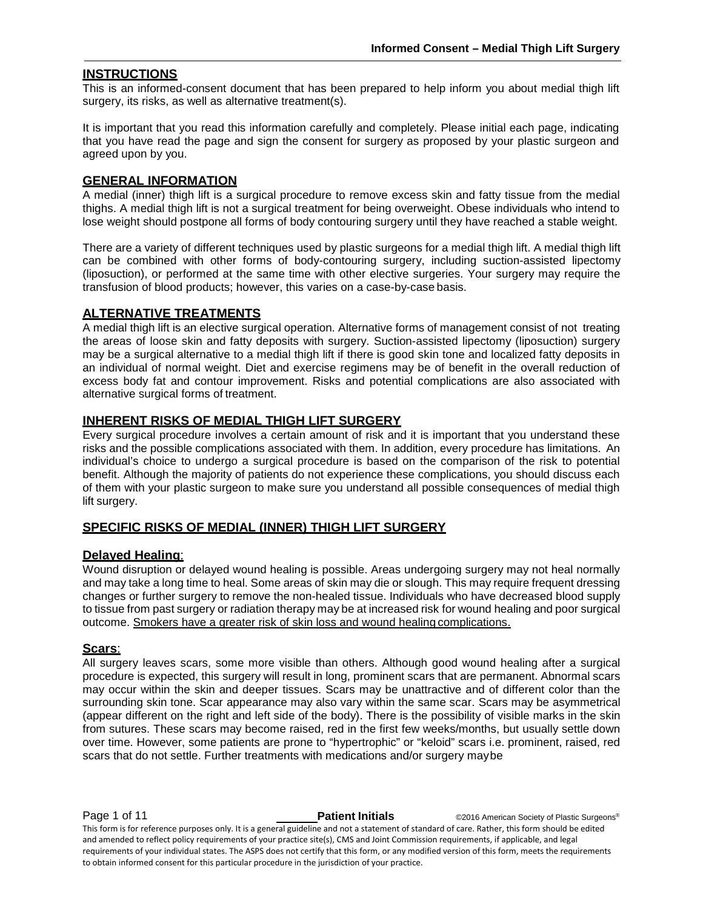## INSTRUCTIONS

This is an informed-consent document that has been prepared to help inform you about medial thigh lift surgery, its risks, as well as alternative treatment(s).

It is important that you read this information carefully and completely. Please initial each page, indicating that you have read the page and sign the consent for surgery as proposed by your plastic surgeon and agreed upon by you.

## GENERAL INFORMATION

A medial (inner) thigh lift is a surgical procedure to remove excess skin and fatty tissue from the medial thighs. A medial thigh lift is not a surgical treatment for being overweight. Obese individuals who intend to lose weight should postpone all forms of body contouring surgery until they have reached a stable weight.

There are a variety of different techniques used by plastic surgeons for a medial thigh lift. A medial thigh lift can be combined with other forms of body-contouring surgery, including suction-assisted lipectomy (liposuction), or performed at the same time with other elective surgeries. Your surgery may require the transfusion of blood products; however, this varies on a case-by-case basis.

## ALTERNATIVE TREATMENTS

A medial thigh lift is an elective surgical operation. Alternative forms of management consist of not treating the areas of loose skin and fatty deposits with surgery. Suction-assisted lipectomy (liposuction) surgery may be a surgical alternative to a medial thigh lift if there is good skin tone and localized fatty deposits in an individual of normal weight. Diet and exercise regimens may be of benefit in the overall reduction of excess body fat and contour improvement. Risks and potential complications are also associated with alternative surgical forms of treatment.

## INHERENT RISKS OF MEDIAL THIGH LIFT SURGERY

Every surgical procedure involves a certain amount of risk and it is important that you understand these risks and the possible complications associated with them. In addition, every procedure has limitations. An individual's choice to undergo a surgical procedure is based on the comparison of the risk to potential benefit. Although the majority of patients do not experience these complications, you should discuss each of them with your plastic surgeon to make sure you understand all possible consequences of medial thigh lift surgery.

## SPECIFIC RISKS OF MEDIAL (INNER) THIGH LIFT SURGERY

### Delayed Healing:

Wound disruption or delayed wound healing is possible. Areas undergoing surgery may not heal normally and may take a long time to heal. Some areas of skin may die or slough. This may require frequent dressing changes or further surgery to remove the non-healed tissue. Individuals who have decreased blood supply to tissue from past surgery or radiation therapy may be at increased risk for wound healing and poor surgical outcome. Smokers have a greater risk of skin loss and wound healing complications.

### Scars:

All surgery leaves scars, some more visible than others. Although good wound healing after a surgical procedure is expected, this surgery will result in long, prominent scars that are permanent. Abnormal scars may occur within the skin and deeper tissues. Scars may be unattractive and of different color than the surrounding skin tone. Scar appearance may also vary within the same scar. Scars may be asymmetrical (appear different on the right and left side of the body). There is the possibility of visible marks in the skin from sutures. These scars may become raised, red in the first few weeks/months, but usually settle down over time. However, some patients are prone to "hypertrophic" or "keloid" scars i.e. prominent, raised, red scars that do not settle. Further treatments with medications and/or surgery may be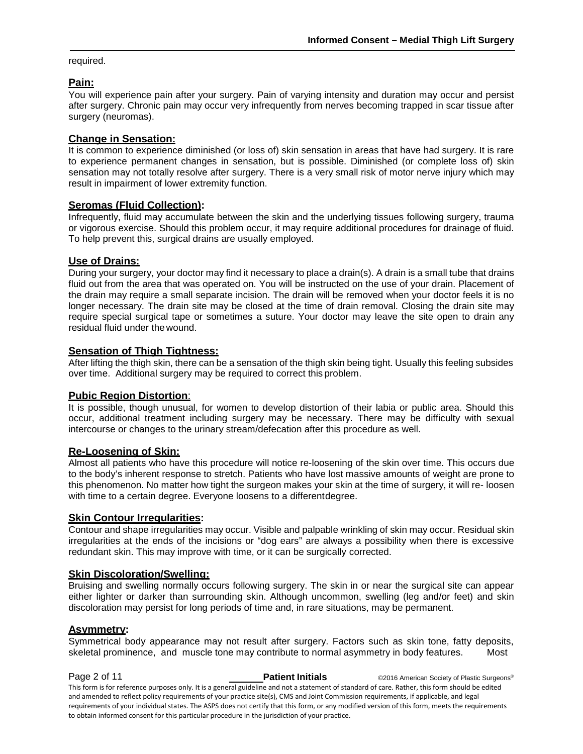required.

## Pain:

You will experience pain after your surgery. Pain of varying intensity and duration may occur and persist after surgery. Chronic pain may occur very infrequently from nerves becoming trapped in scar tissue after surgery (neuromas).

## Change in Sensation:

It is common to experience diminished (or loss of) skin sensation in areas that have had surgery. It is rare to experience permanent changes in sensation, but is possible. Diminished (or complete loss of) skin sensation may not totally resolve after surgery. There is a very small risk of motor nerve injury which may result in impairment of lower extremity function.

## Seromas (Fluid Collection):

Infrequently, fluid may accumulate between the skin and the underlying tissues following surgery, trauma or vigorous exercise. Should this problem occur, it may require additional procedures for drainage of fluid. To help prevent this, surgical drains are usually employed.

## Use of Drains:

During your surgery, your doctor may find it necessary to place a drain(s). A drain is a small tube that drains fluid out from the area that was operated on. You will be instructed on the use of your drain. Placement of the drain may require a small separate incision. The drain will be removed when your doctor feels it is no longer necessary. The drain site may be closed at the time of drain removal. Closing the drain site may require special surgical tape or sometimes a suture. Your doctor may leave the site open to drain any residual fluid under the wound.

## Sensation of Thigh Tightness:

After lifting the thigh skin, there can be a sensation of the thigh skin being tight. Usually this feeling subsides over time. Additional surgery may be required to correct this problem.

## Pubic Region Distortion:

It is possible, though unusual, for women to develop distortion of their labia or public area. Should this occur, additional treatment including surgery may be necessary. There may be difficulty with sexual intercourse or changes to the urinary stream/defecation after this procedure as well.

## Re-Loosening of Skin:

Almost all patients who have this procedure will notice re-loosening of the skin over time. This occurs due to the body's inherent response to stretch. Patients who have lost massive amounts of weight are prone to this phenomenon. No matter how tight the surgeon makes your skin at the time of surgery, it will re- loosen with time to a certain degree. Everyone loosens to a differentdegree.

## Skin Contour Irregularities:

Contour and shape irregularities may occur. Visible and palpable wrinkling of skin may occur. Residual skin irregularities at the ends of the incisions or "dog ears" are always a possibility when there is excessive redundant skin. This may improve with time, or it can be surgically corrected.

## Skin Discoloration/Swelling:

Bruising and swelling normally occurs following surgery. The skin in or near the surgical site can appear either lighter or darker than surrounding skin. Although uncommon, swelling (leg and/or feet) and skin discoloration may persist for long periods of time and, in rare situations, may be permanent.

## Asymmetry:

Symmetrical body appearance may not result after surgery. Factors such as skin tone, fatty deposits, skeletal prominence, and muscle tone may contribute to normal asymmetry in body features. Most

______ **Patient Initials**

This form is for reference purposes only. It is a general guideline and not a statement of standard of care. Rather, this form should be edited and amended to reflect policy requirements of your practice site(s), CMS and Joint Commission requirements, if applicable, and legal requirements of your individual states. The ASPS does not certify that this form, or any modified version of this form, meets the requirements to obtain informed consent for this particular procedure in the jurisdiction of your practice.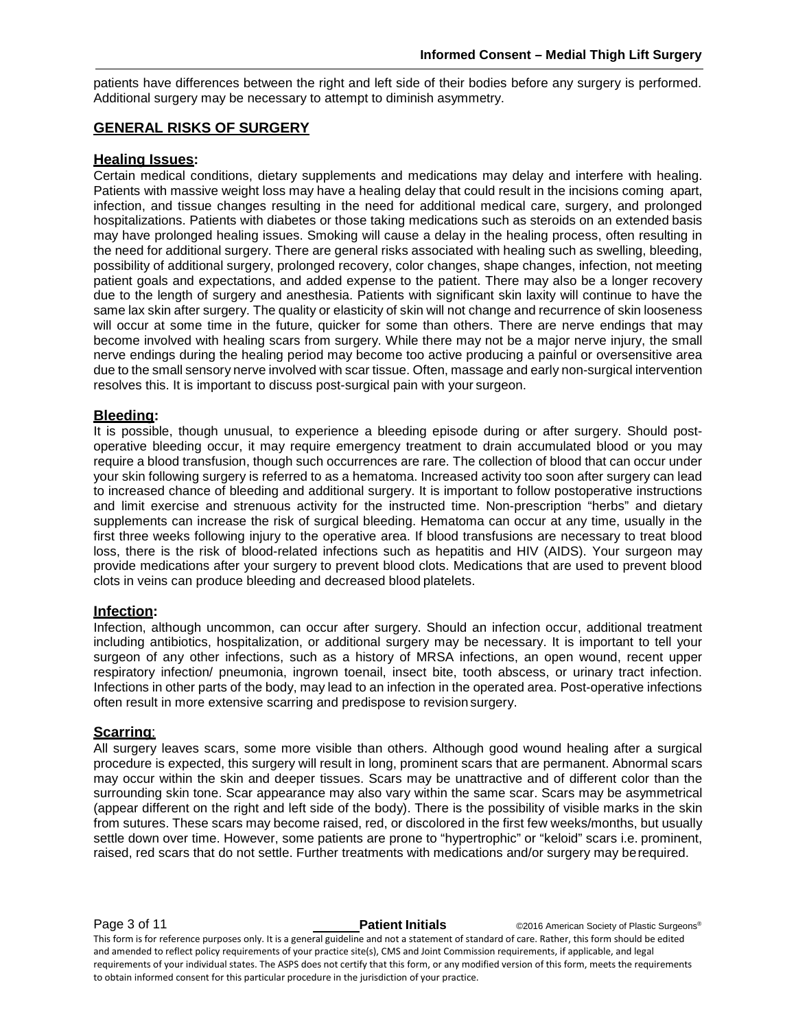patients have differences between the right and left side of their bodies before any surgery is performed. Additional surgery may be necessary to attempt to diminish asymmetry.

## GENERAL RISKS OF SURGERY

### Healing Issues:

Certain medical conditions, dietary supplements and medications may delay and interfere with healing. Patients with massive weight loss may have a healing delay that could result in the incisions coming apart, infection, and tissue changes resulting in the need for additional medical care, surgery, and prolonged hospitalizations. Patients with diabetes or those taking medications such as steroids on an extended basis may have prolonged healing issues. Smoking will cause a delay in the healing process, often resulting in the need for additional surgery. There are general risks associated with healing such as swelling, bleeding, possibility of additional surgery, prolonged recovery, color changes, shape changes, infection, not meeting patient goals and expectations, and added expense to the patient. There may also be a longer recovery due to the length of surgery and anesthesia. Patients with significant skin laxity will continue to have the same lax skin after surgery. The quality or elasticity of skin will not change and recurrence of skin looseness will occur at some time in the future, quicker for some than others. There are nerve endings that may become involved with healing scars from surgery. While there may not be a major nerve injury, the small nerve endings during the healing period may become too active producing a painful or oversensitive area due to the small sensory nerve involved with scar tissue. Often, massage and early non-surgical intervention resolves this. It is important to discuss post-surgical pain with your surgeon.

### Bleeding:

It is possible, though unusual, to experience a bleeding episode during or after surgery. Should post-operative bleeding occur, it may require emergency treatment to drain accumulated blood or you may require a blood transfusion, though such occurrences are rare. The collection of blood that can occur under your skin following surgery is referred to as a hematoma. Increased activity too soon after surgery can lead to increased chance of bleeding and additional surgery. It is important to follow postoperative instructions and limit exercise and strenuous activity for the instructed time. Non-prescription "herbs" and dietary supplements can increase the risk of surgical bleeding. Hematoma can occur at any time, usually in the first three weeks following injury to the operative area. If blood transfusions are necessary to treat blood loss, there is the risk of blood-related infections such as hepatitis and HIV (AIDS). Your surgeon may provide medications after your surgery to prevent blood clots. Medications that are used to prevent blood clots in veins can produce bleeding and decreased blood platelets.

### Infection:

Infection, although uncommon, can occur after surgery. Should an infection occur, additional treatment including antibiotics, hospitalization, or additional surgery may be necessary. It is important to tell your surgeon of any other infections, such as a history of MRSA infections, an open wound, recent upper respiratory infection/ pneumonia, ingrown toenail, insect bite, tooth abscess, or urinary tract infection. Infections in other parts of the body, may lead to an infection in the operated area. Post-operative infections often result in more extensive scarring and predispose to revision surgery.

### Scarring:

All surgery leaves scars, some more visible than others. Although good wound healing after a surgical procedure is expected, this surgery will result in long, prominent scars that are permanent. Abnormal scars may occur within the skin and deeper tissues. Scars may be unattractive and of different color than the surrounding skin tone. Scar appearance may also vary within the same scar. Scars may be asymmetrical (appear different on the right and left side of the body). There is the possibility of visible marks in the skin from sutures. These scars may become raised, red, or discolored in the first few weeks/months, but usually settle down over time. However, some patients are prone to "hypertrophic" or "keloid" scars i.e. prominent, raised, red scars that do not settle. Further treatments with medications and/or surgery may be required.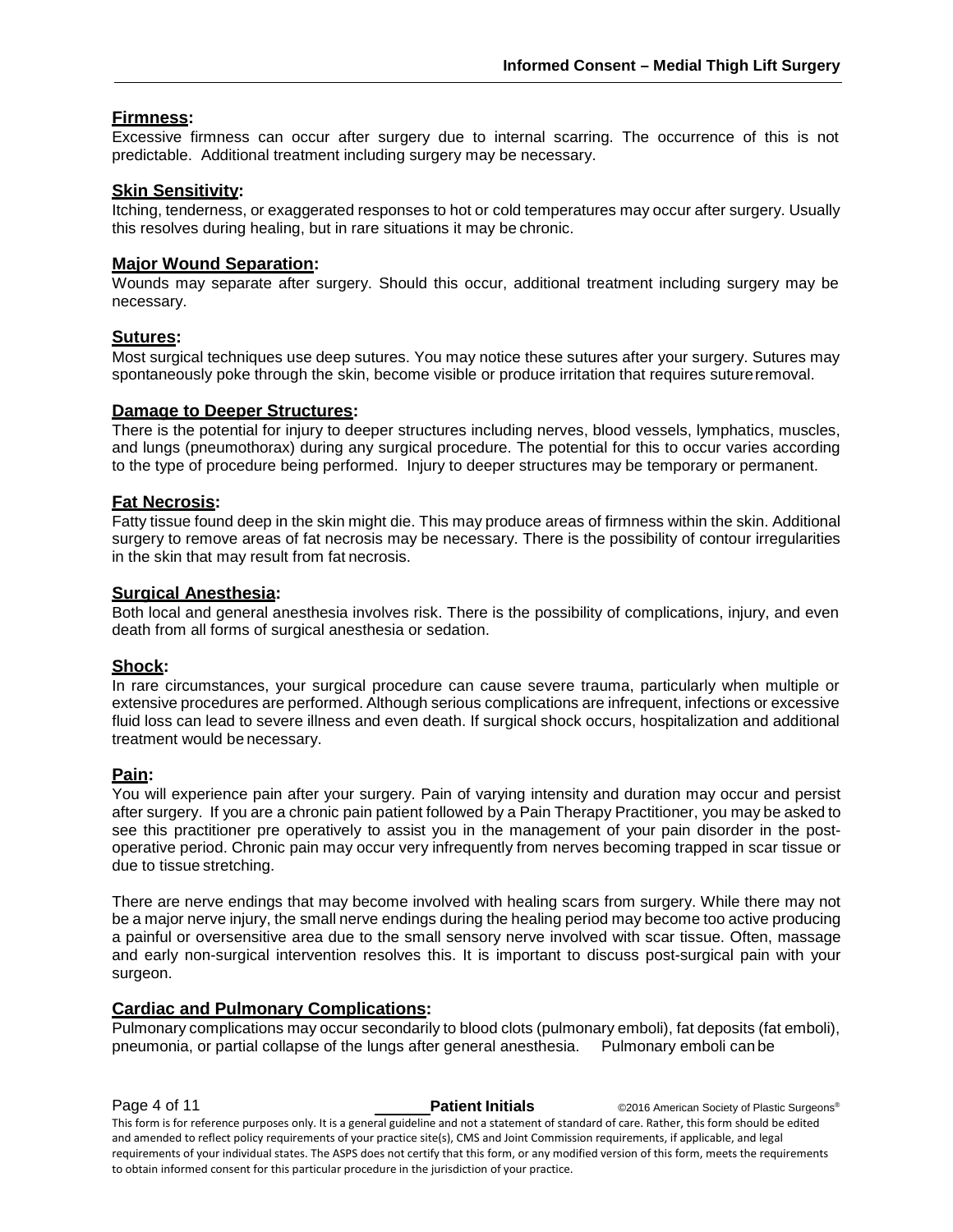### Firmness:

Excessive firmness can occur after surgery due to internal scarring. The occurrence of this is not predictable. Additional treatment including surgery may be necessary.

### Skin Sensitivity:

Itching, tenderness, or exaggerated responses to hot or cold temperatures may occur after surgery. Usually this resolves during healing, but in rare situations it may be chronic.

### Major Wound Separation:

Wounds may separate after surgery. Should this occur, additional treatment including surgery may be necessary.

### Sutures:

Most surgical techniques use deep sutures. You may notice these sutures after your surgery. Sutures may spontaneously poke through the skin, become visible or produce irritation that requires suture removal.

### Damage to Deeper Structures:

There is the potential for injury to deeper structures including nerves, blood vessels, lymphatics, muscles, and lungs (pneumothorax) during any surgical procedure. The potential for this to occur varies according to the type of procedure being performed. Injury to deeper structures may be temporary or permanent.

### Fat Necrosis:

Fatty tissue found deep in the skin might die. This may produce areas of firmness within the skin. Additional surgery to remove areas of fat necrosis may be necessary. There is the possibility of contour irregularities in the skin that may result from fat necrosis.

### Surgical Anesthesia:

Both local and general anesthesia involves risk. There is the possibility of complications, injury, and even death from all forms of surgical anesthesia or sedation.

### Shock:

In rare circumstances, your surgical procedure can cause severe trauma, particularly when multiple or extensive procedures are performed. Although serious complications are infrequent, infections or excessive fluid loss can lead to severe illness and even death. If surgical shock occurs, hospitalization and additional treatment would be necessary.

### Pain:

You will experience pain after your surgery. Pain of varying intensity and duration may occur and persist after surgery. If you are a chronic pain patient followed by a Pain Therapy Practitioner, you may be asked to see this practitioner pre operatively to assist you in the management of your pain disorder in the post-operative period. Chronic pain may occur very infrequently from nerves becoming trapped in scar tissue or due to tissue stretching.

There are nerve endings that may become involved with healing scars from surgery. While there may not be a major nerve injury, the small nerve endings during the healing period may become too active producing a painful or oversensitive area due to the small sensory nerve involved with scar tissue. Often, massage and early non-surgical intervention resolves this. It is important to discuss post-surgical pain with your surgeon.

### Cardiac and Pulmonary Complications:

Pulmonary complications may occur secondarily to blood clots (pulmonary emboli), fat deposits (fat emboli), pneumonia, or partial collapse of the lungs after general anesthesia. Pulmonary emboli can be

_______ **Patient Initials**

This form is for reference purposes only. It is a general guideline and not a statement of standard of care. Rather, this form should be edited and amended to reflect policy requirements of your practice site(s), CMS and Joint Commission requirements, if applicable, and legal requirements of your individual states. The ASPS does not certify that this form, or any modified version of this form, meets the requirements to obtain informed consent for this particular procedure in the jurisdiction of your practice.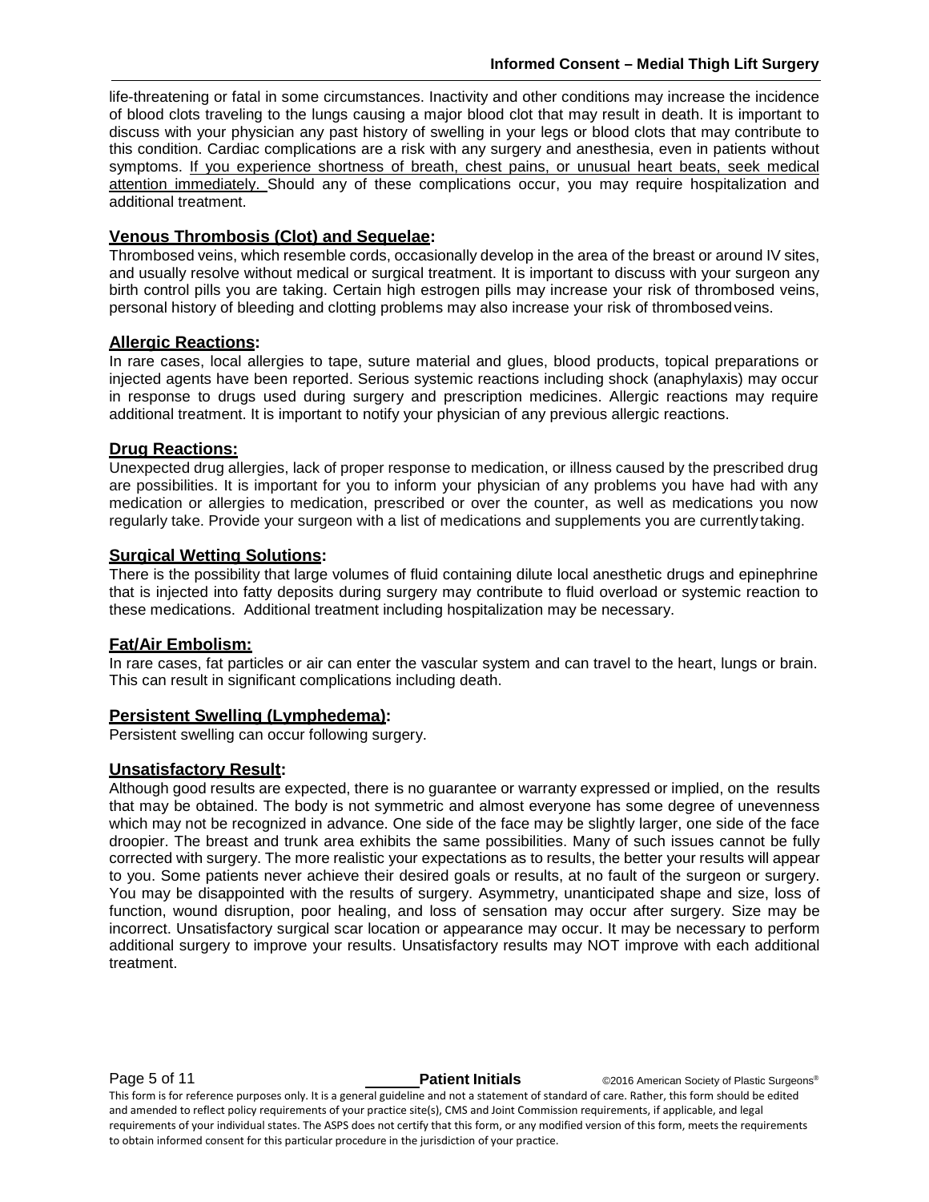life-threatening or fatal in some circumstances. Inactivity and other conditions may increase the incidence of blood clots traveling to the lungs causing a major blood clot that may result in death. It is important to discuss with your physician any past history of swelling in your legs or blood clots that may contribute to this condition. Cardiac complications are a risk with any surgery and anesthesia, even in patients without symptoms. <u>If you experience shortness of breath, chest pains, or unusual heart beats, seek medical attention immediately.</u> Should any of these complications occur, you may require hospitalization and additional treatment.

**<u>Venous Thrombosis (Clot) and Sequelae</u>:**
Thrombosed veins, which resemble cords, occasionally develop in the area of the breast or around IV sites, and usually resolve without medical or surgical treatment. It is important to discuss with your surgeon any birth control pills you are taking. Certain high estrogen pills may increase your risk of thrombosed veins, personal history of bleeding and clotting problems may also increase your risk of thrombosed veins.

**<u>Allergic Reactions</u>:**
In rare cases, local allergies to tape, suture material and glues, blood products, topical preparations or injected agents have been reported. Serious systemic reactions including shock (anaphylaxis) may occur in response to drugs used during surgery and prescription medicines. Allergic reactions may require additional treatment. It is important to notify your physician of any previous allergic reactions.

**<u>Drug Reactions:</u>**
Unexpected drug allergies, lack of proper response to medication, or illness caused by the prescribed drug are possibilities. It is important for you to inform your physician of any problems you have had with any medication or allergies to medication, prescribed or over the counter, as well as medications you now regularly take. Provide your surgeon with a list of medications and supplements you are currently taking.

**<u>Surgical Wetting Solutions</u>:**
There is the possibility that large volumes of fluid containing dilute local anesthetic drugs and epinephrine that is injected into fatty deposits during surgery may contribute to fluid overload or systemic reaction to these medications. Additional treatment including hospitalization may be necessary.

**<u>Fat/Air Embolism:</u>**
In rare cases, fat particles or air can enter the vascular system and can travel to the heart, lungs or brain. This can result in significant complications including death.

**<u>Persistent Swelling (Lymphedema)</u>:**
Persistent swelling can occur following surgery.

**<u>Unsatisfactory Result</u>:**
Although good results are expected, there is no guarantee or warranty expressed or implied, on the results that may be obtained. The body is not symmetric and almost everyone has some degree of unevenness which may not be recognized in advance. One side of the face may be slightly larger, one side of the face droopier. The breast and trunk area exhibits the same possibilities. Many of such issues cannot be fully corrected with surgery. The more realistic your expectations as to results, the better your results will appear to you. Some patients never achieve their desired goals or results, at no fault of the surgeon or surgery. You may be disappointed with the results of surgery. Asymmetry, unanticipated shape and size, loss of function, wound disruption, poor healing, and loss of sensation may occur after surgery. Size may be incorrect. Unsatisfactory surgical scar location or appearance may occur. It may be necessary to perform additional surgery to improve your results. Unsatisfactory results may NOT improve with each additional treatment.

______ **Patient Initials**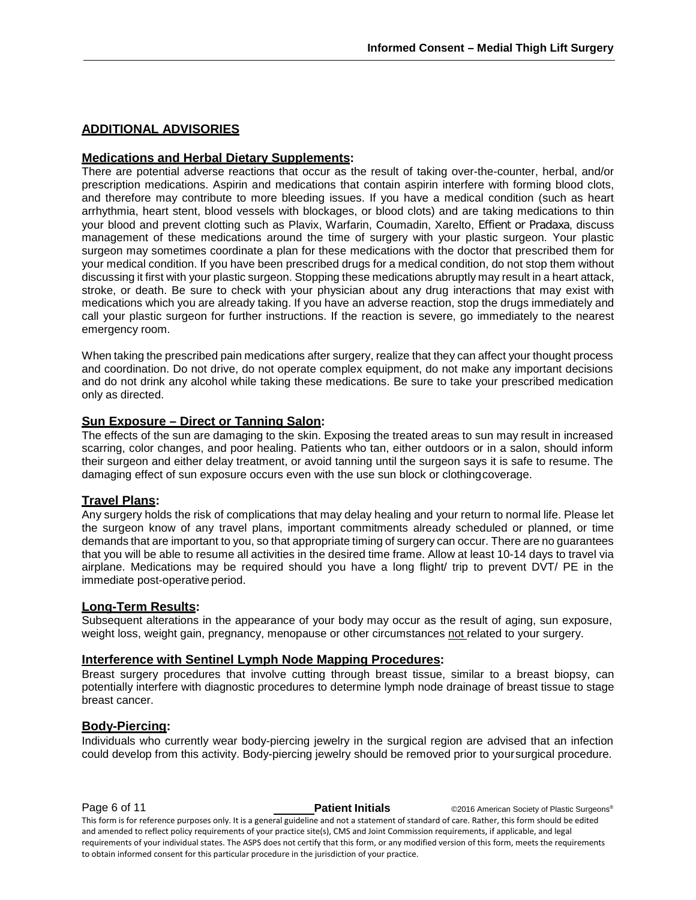## ADDITIONAL ADVISORIES

### Medications and Herbal Dietary Supplements:

There are potential adverse reactions that occur as the result of taking over-the-counter, herbal, and/or prescription medications. Aspirin and medications that contain aspirin interfere with forming blood clots, and therefore may contribute to more bleeding issues. If you have a medical condition (such as heart arrhythmia, heart stent, blood vessels with blockages, or blood clots) and are taking medications to thin your blood and prevent clotting such as Plavix, Warfarin, Coumadin, Xarelto, Effient or Pradaxa, discuss management of these medications around the time of surgery with your plastic surgeon. Your plastic surgeon may sometimes coordinate a plan for these medications with the doctor that prescribed them for your medical condition. If you have been prescribed drugs for a medical condition, do not stop them without discussing it first with your plastic surgeon. Stopping these medications abruptly may result in a heart attack, stroke, or death. Be sure to check with your physician about any drug interactions that may exist with medications which you are already taking. If you have an adverse reaction, stop the drugs immediately and call your plastic surgeon for further instructions. If the reaction is severe, go immediately to the nearest emergency room.

When taking the prescribed pain medications after surgery, realize that they can affect your thought process and coordination. Do not drive, do not operate complex equipment, do not make any important decisions and do not drink any alcohol while taking these medications. Be sure to take your prescribed medication only as directed.

### Sun Exposure – Direct or Tanning Salon:

The effects of the sun are damaging to the skin. Exposing the treated areas to sun may result in increased scarring, color changes, and poor healing. Patients who tan, either outdoors or in a salon, should inform their surgeon and either delay treatment, or avoid tanning until the surgeon says it is safe to resume. The damaging effect of sun exposure occurs even with the use sun block or clothing coverage.

### Travel Plans:

Any surgery holds the risk of complications that may delay healing and your return to normal life. Please let the surgeon know of any travel plans, important commitments already scheduled or planned, or time demands that are important to you, so that appropriate timing of surgery can occur. There are no guarantees that you will be able to resume all activities in the desired time frame. Allow at least 10-14 days to travel via airplane. Medications may be required should you have a long flight/ trip to prevent DVT/ PE in the immediate post-operative period.

### Long-Term Results:

Subsequent alterations in the appearance of your body may occur as the result of aging, sun exposure, weight loss, weight gain, pregnancy, menopause or other circumstances not related to your surgery.

### Interference with Sentinel Lymph Node Mapping Procedures:

Breast surgery procedures that involve cutting through breast tissue, similar to a breast biopsy, can potentially interfere with diagnostic procedures to determine lymph node drainage of breast tissue to stage breast cancer.

### Body-Piercing:

Individuals who currently wear body-piercing jewelry in the surgical region are advised that an infection could develop from this activity. Body-piercing jewelry should be removed prior to your surgical procedure.

______ **Patient Initials**

©2016 American Society of Plastic Surgeons®

This form is for reference purposes only. It is a general guideline and not a statement of standard of care. Rather, this form should be edited and amended to reflect policy requirements of your practice site(s), CMS and Joint Commission requirements, if applicable, and legal requirements of your individual states. The ASPS does not certify that this form, or any modified version of this form, meets the requirements to obtain informed consent for this particular procedure in the jurisdiction of your practice.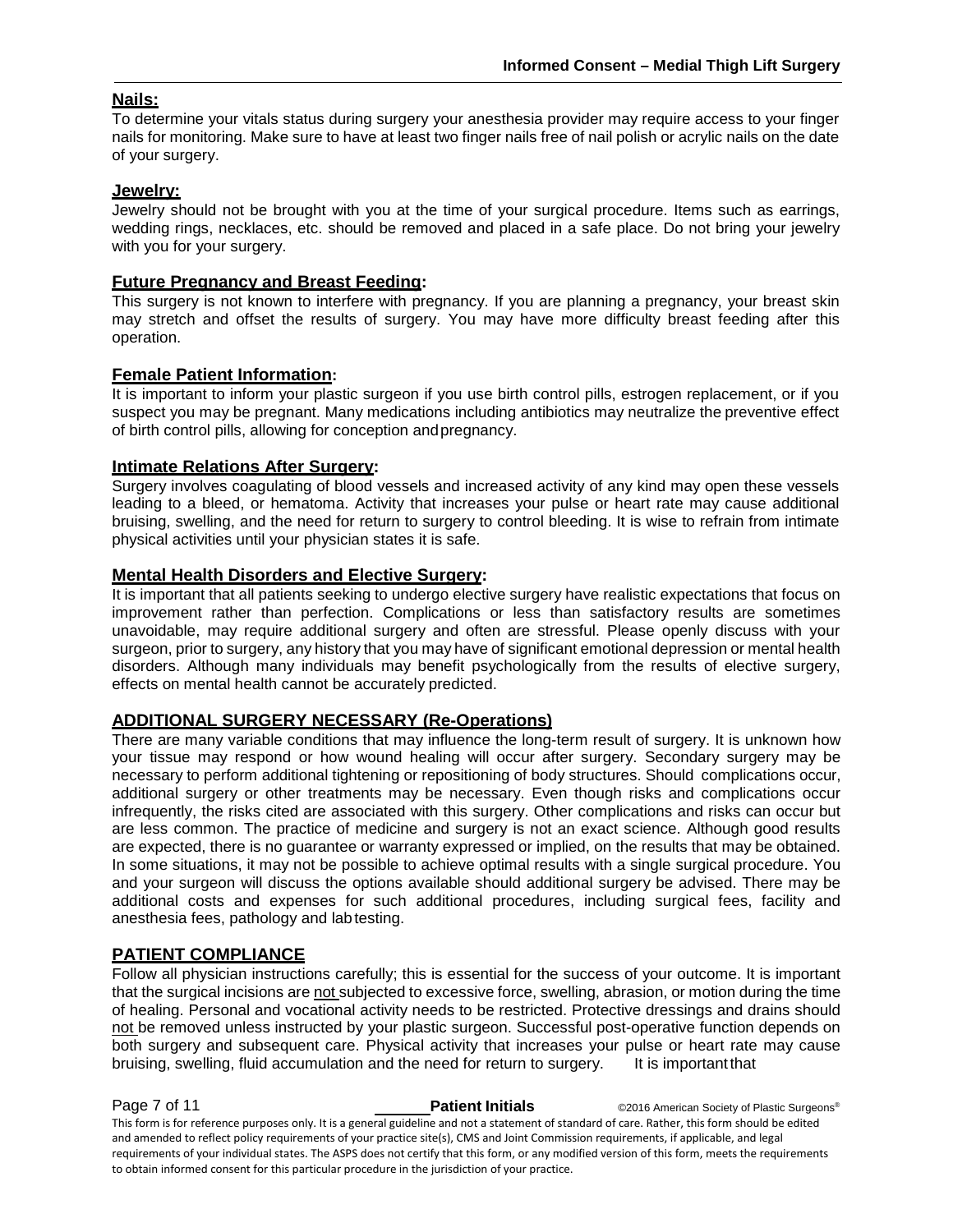## Nails:

To determine your vitals status during surgery your anesthesia provider may require access to your finger nails for monitoring. Make sure to have at least two finger nails free of nail polish or acrylic nails on the date of your surgery.

## Jewelry:

Jewelry should not be brought with you at the time of your surgical procedure. Items such as earrings, wedding rings, necklaces, etc. should be removed and placed in a safe place. Do not bring your jewelry with you for your surgery.

## Future Pregnancy and Breast Feeding:

This surgery is not known to interfere with pregnancy. If you are planning a pregnancy, your breast skin may stretch and offset the results of surgery. You may have more difficulty breast feeding after this operation.

## Female Patient Information:

It is important to inform your plastic surgeon if you use birth control pills, estrogen replacement, or if you suspect you may be pregnant. Many medications including antibiotics may neutralize the preventive effect of birth control pills, allowing for conception and pregnancy.

## Intimate Relations After Surgery:

Surgery involves coagulating of blood vessels and increased activity of any kind may open these vessels leading to a bleed, or hematoma. Activity that increases your pulse or heart rate may cause additional bruising, swelling, and the need for return to surgery to control bleeding. It is wise to refrain from intimate physical activities until your physician states it is safe.

## Mental Health Disorders and Elective Surgery:

It is important that all patients seeking to undergo elective surgery have realistic expectations that focus on improvement rather than perfection. Complications or less than satisfactory results are sometimes unavoidable, may require additional surgery and often are stressful. Please openly discuss with your surgeon, prior to surgery, any history that you may have of significant emotional depression or mental health disorders. Although many individuals may benefit psychologically from the results of elective surgery, effects on mental health cannot be accurately predicted.

## ADDITIONAL SURGERY NECESSARY (Re-Operations)

There are many variable conditions that may influence the long-term result of surgery. It is unknown how your tissue may respond or how wound healing will occur after surgery. Secondary surgery may be necessary to perform additional tightening or repositioning of body structures. Should complications occur, additional surgery or other treatments may be necessary. Even though risks and complications occur infrequently, the risks cited are associated with this surgery. Other complications and risks can occur but are less common. The practice of medicine and surgery is not an exact science. Although good results are expected, there is no guarantee or warranty expressed or implied, on the results that may be obtained. In some situations, it may not be possible to achieve optimal results with a single surgical procedure. You and your surgeon will discuss the options available should additional surgery be advised. There may be additional costs and expenses for such additional procedures, including surgical fees, facility and anesthesia fees, pathology and lab testing.

## PATIENT COMPLIANCE

Follow all physician instructions carefully; this is essential for the success of your outcome. It is important that the surgical incisions are <u>not</u> subjected to excessive force, swelling, abrasion, or motion during the time of healing. Personal and vocational activity needs to be restricted. Protective dressings and drains should <u>not</u> be removed unless instructed by your plastic surgeon. Successful post-operative function depends on both surgery and subsequent care. Physical activity that increases your pulse or heart rate may cause bruising, swelling, fluid accumulation and the need for return to surgery. It is important that

______ **Patient Initials**

This form is for reference purposes only. It is a general guideline and not a statement of standard of care. Rather, this form should be edited and amended to reflect policy requirements of your practice site(s), CMS and Joint Commission requirements, if applicable, and legal requirements of your individual states. The ASPS does not certify that this form, or any modified version of this form, meets the requirements to obtain informed consent for this particular procedure in the jurisdiction of your practice.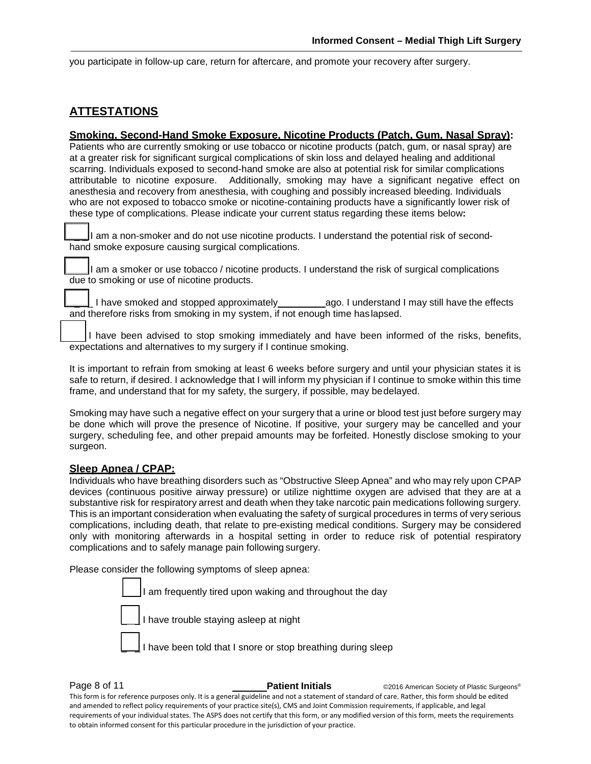you participate in follow-up care, return for aftercare, and promote your recovery after surgery.

## ATTESTATIONS

**Smoking, Second-Hand Smoke Exposure, Nicotine Products (Patch, Gum, Nasal Spray):**
Patients who are currently smoking or use tobacco or nicotine products (patch, gum, or nasal spray) are at a greater risk for significant surgical complications of skin loss and delayed healing and additional scarring. Individuals exposed to second-hand smoke are also at potential risk for similar complications attributable to nicotine exposure. Additionally, smoking may have a significant negative effect on anesthesia and recovery from anesthesia, with coughing and possibly increased bleeding. Individuals who are not exposed to tobacco smoke or nicotine-containing products have a significantly lower risk of these type of complications. Please indicate your current status regarding these items below**:**

☐ I am a non-smoker and do not use nicotine products. I understand the potential risk of second-hand smoke exposure causing surgical complications.

☐ I am a smoker or use tobacco / nicotine products. I understand the risk of surgical complications due to smoking or use of nicotine products.

☐ I have smoked and stopped approximately ________ ago. I understand I may still have the effects and therefore risks from smoking in my system, if not enough time has lapsed.

☐ I have been advised to stop smoking immediately and have been informed of the risks, benefits, expectations and alternatives to my surgery if I continue smoking.

It is important to refrain from smoking at least 6 weeks before surgery and until your physician states it is safe to return, if desired. I acknowledge that I will inform my physician if I continue to smoke within this time frame, and understand that for my safety, the surgery, if possible, may be delayed.

Smoking may have such a negative effect on your surgery that a urine or blood test just before surgery may be done which will prove the presence of Nicotine. If positive, your surgery may be cancelled and your surgery, scheduling fee, and other prepaid amounts may be forfeited. Honestly disclose smoking to your surgeon.

**Sleep Apnea / CPAP:**
Individuals who have breathing disorders such as "Obstructive Sleep Apnea" and who may rely upon CPAP devices (continuous positive airway pressure) or utilize nighttime oxygen are advised that they are at a substantive risk for respiratory arrest and death when they take narcotic pain medications following surgery. This is an important consideration when evaluating the safety of surgical procedures in terms of very serious complications, including death, that relate to pre-existing medical conditions. Surgery may be considered only with monitoring afterwards in a hospital setting in order to reduce risk of potential respiratory complications and to safely manage pain following surgery.

Please consider the following symptoms of sleep apnea:

☐ I am frequently tired upon waking and throughout the day

☐ I have trouble staying asleep at night

☐ I have been told that I snore or stop breathing during sleep

______ **Patient Initials**

This form is for reference purposes only. It is a general guideline and not a statement of standard of care. Rather, this form should be edited and amended to reflect policy requirements of your practice site(s), CMS and Joint Commission requirements, if applicable, and legal requirements of your individual states. The ASPS does not certify that this form, or any modified version of this form, meets the requirements to obtain informed consent for this particular procedure in the jurisdiction of your practice.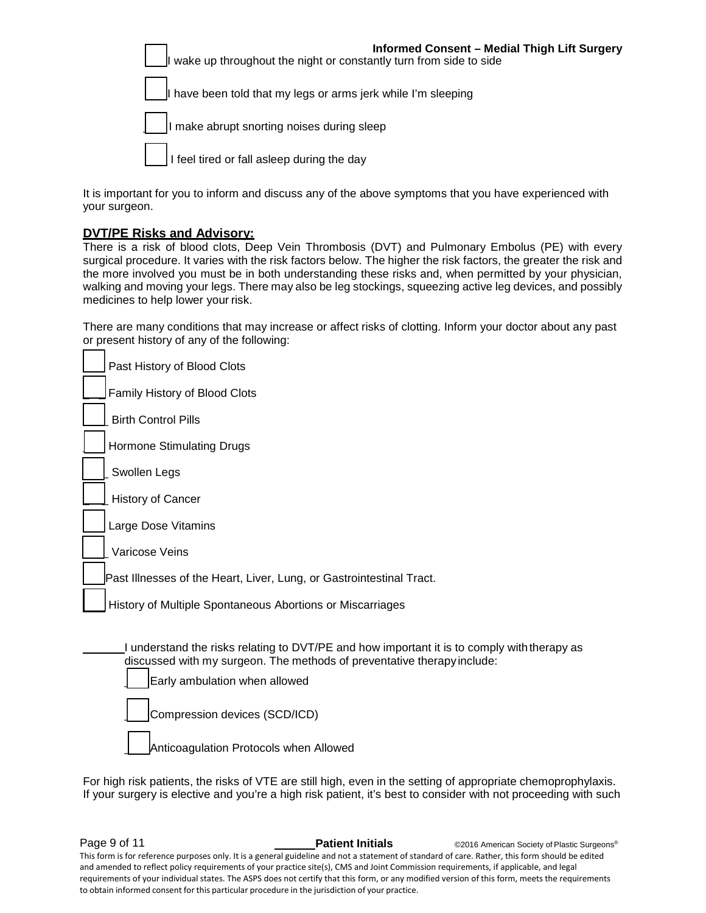- [ ] I wake up throughout the night or constantly turn from side to side
- [ ] I have been told that my legs or arms jerk while I'm sleeping
- [ ] I make abrupt snorting noises during sleep
- [ ] I feel tired or fall asleep during the day

It is important for you to inform and discuss any of the above symptoms that you have experienced with your surgeon.

**DVT/PE Risks and Advisory:**

There is a risk of blood clots, Deep Vein Thrombosis (DVT) and Pulmonary Embolus (PE) with every surgical procedure. It varies with the risk factors below. The higher the risk factors, the greater the risk and the more involved you must be in both understanding these risks and, when permitted by your physician, walking and moving your legs. There may also be leg stockings, squeezing active leg devices, and possibly medicines to help lower your risk.

There are many conditions that may increase or affect risks of clotting. Inform your doctor about any past or present history of any of the following:

- [ ] Past History of Blood Clots
- [ ] Family History of Blood Clots
- [ ] Birth Control Pills
- [ ] Hormone Stimulating Drugs
- [ ] Swollen Legs
- [ ] History of Cancer
- [ ] Large Dose Vitamins
- [ ] Varicose Veins
- [ ] Past Illnesses of the Heart, Liver, Lung, or Gastrointestinal Tract.
- [ ] History of Multiple Spontaneous Abortions or Miscarriages

______ I understand the risks relating to DVT/PE and how important it is to comply with therapy as discussed with my surgeon. The methods of preventative therapy include:

- [ ] Early ambulation when allowed
- [ ] Compression devices (SCD/ICD)
- [ ] Anticoagulation Protocols when Allowed

For high risk patients, the risks of VTE are still high, even in the setting of appropriate chemoprophylaxis. If your surgery is elective and you're a high risk patient, it's best to consider with not proceeding with such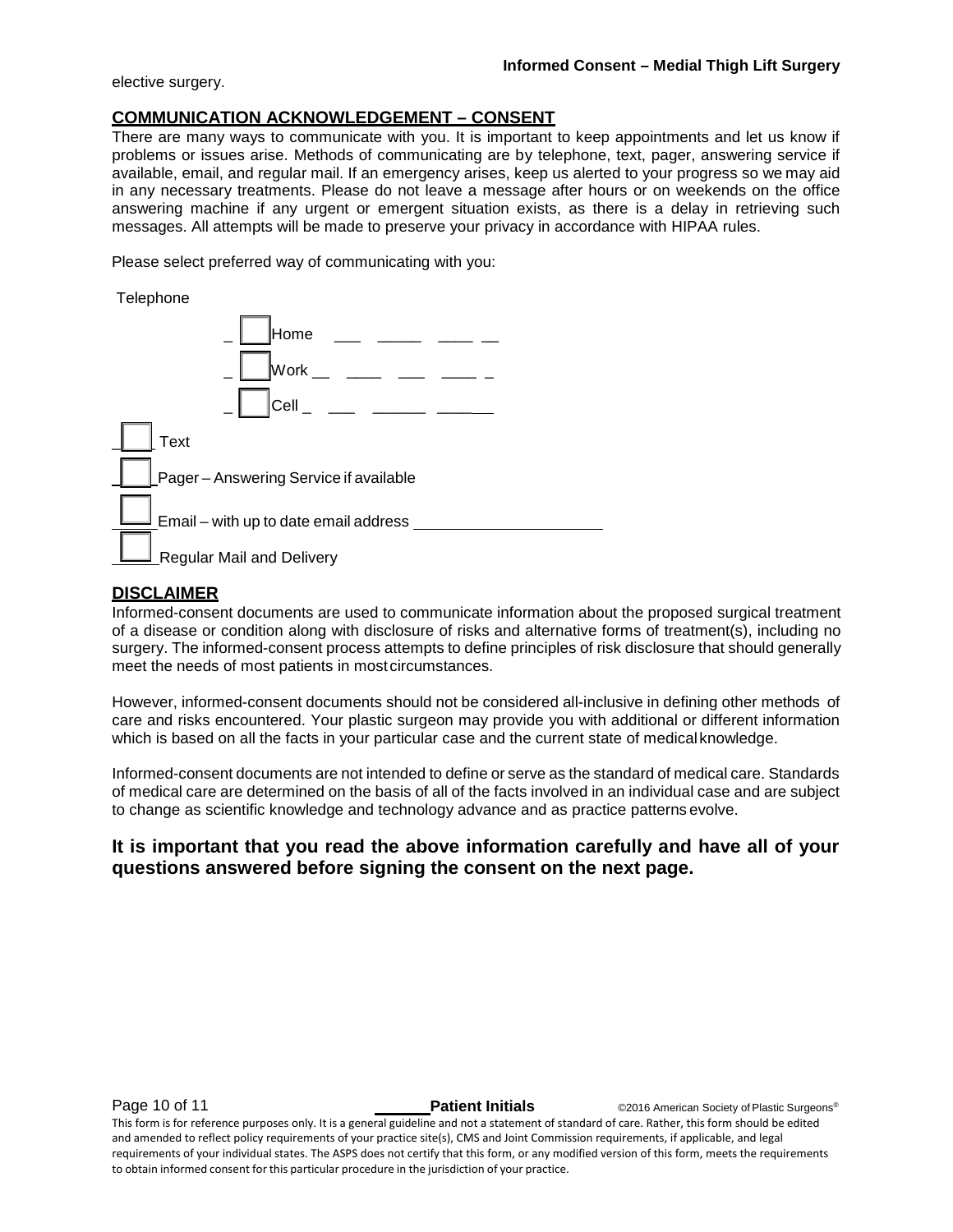elective surgery.

## COMMUNICATION ACKNOWLEDGEMENT – CONSENT

There are many ways to communicate with you. It is important to keep appointments and let us know if problems or issues arise. Methods of communicating are by telephone, text, pager, answering service if available, email, and regular mail. If an emergency arises, keep us alerted to your progress so we may aid in any necessary treatments. Please do not leave a message after hours or on weekends on the office answering machine if any urgent or emergent situation exists, as there is a delay in retrieving such messages. All attempts will be made to preserve your privacy in accordance with HIPAA rules.

Please select preferred way of communicating with you:

Telephone

- ☐ Home ___ _____ ____ __
- ☐ Work __ ____ ___ ____ _
- ☐ Cell _ ___ ______ ______

☐ Text

☐ Pager – Answering Service if available

☐ Email – with up to date email address ____________________

☐ Regular Mail and Delivery

## DISCLAIMER

Informed-consent documents are used to communicate information about the proposed surgical treatment of a disease or condition along with disclosure of risks and alternative forms of treatment(s), including no surgery. The informed-consent process attempts to define principles of risk disclosure that should generally meet the needs of most patients in most circumstances.

However, informed-consent documents should not be considered all-inclusive in defining other methods of care and risks encountered. Your plastic surgeon may provide you with additional or different information which is based on all the facts in your particular case and the current state of medical knowledge.

Informed-consent documents are not intended to define or serve as the standard of medical care. Standards of medical care are determined on the basis of all of the facts involved in an individual case and are subject to change as scientific knowledge and technology advance and as practice patterns evolve.

**It is important that you read the above information carefully and have all of your questions answered before signing the consent on the next page.**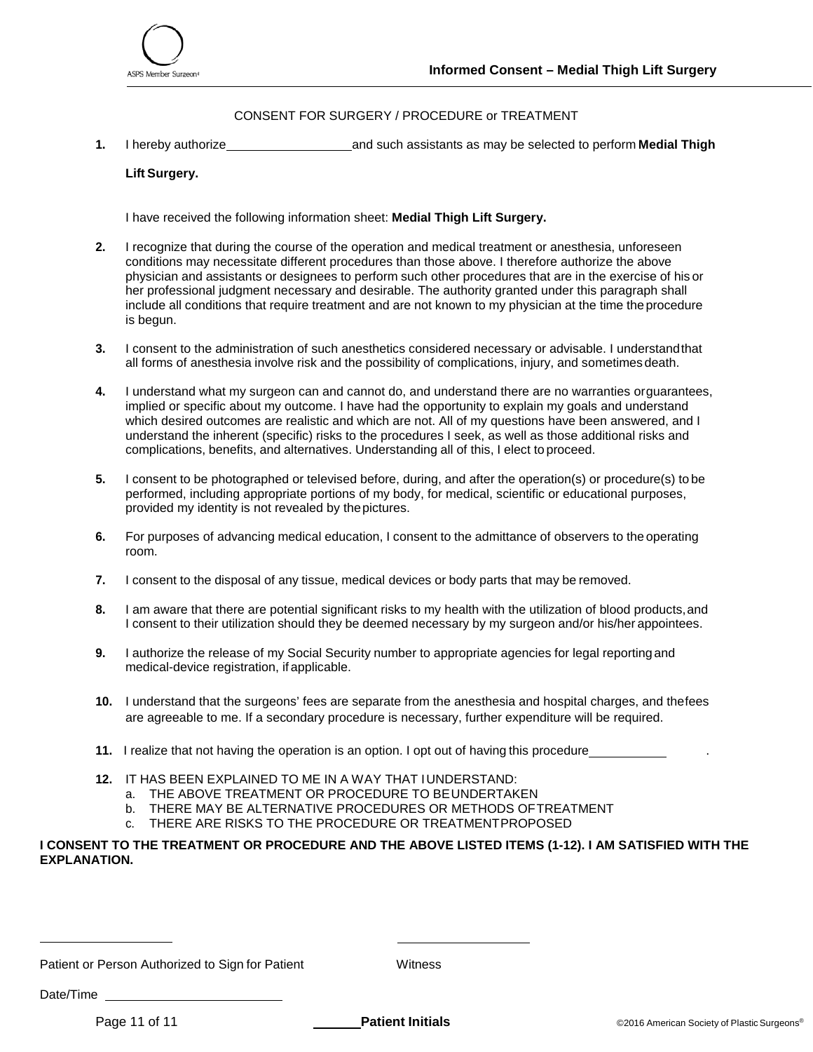CONSENT FOR SURGERY / PROCEDURE or TREATMENT

1. I hereby authorize ___________________ and such assistants as may be selected to perform **Medial Thigh Lift Surgery.**

   I have received the following information sheet: **Medial Thigh Lift Surgery.**

2. I recognize that during the course of the operation and medical treatment or anesthesia, unforeseen conditions may necessitate different procedures than those above. I therefore authorize the above physician and assistants or designees to perform such other procedures that are in the exercise of his or her professional judgment necessary and desirable. The authority granted under this paragraph shall include all conditions that require treatment and are not known to my physician at the time the procedure is begun.

3. I consent to the administration of such anesthetics considered necessary or advisable. I understand that all forms of anesthesia involve risk and the possibility of complications, injury, and sometimes death.

4. I understand what my surgeon can and cannot do, and understand there are no warranties or guarantees, implied or specific about my outcome. I have had the opportunity to explain my goals and understand which desired outcomes are realistic and which are not. All of my questions have been answered, and I understand the inherent (specific) risks to the procedures I seek, as well as those additional risks and complications, benefits, and alternatives. Understanding all of this, I elect to proceed.

5. I consent to be photographed or televised before, during, and after the operation(s) or procedure(s) to be performed, including appropriate portions of my body, for medical, scientific or educational purposes, provided my identity is not revealed by the pictures.

6. For purposes of advancing medical education, I consent to the admittance of observers to the operating room.

7. I consent to the disposal of any tissue, medical devices or body parts that may be removed.

8. I am aware that there are potential significant risks to my health with the utilization of blood products, and I consent to their utilization should they be deemed necessary by my surgeon and/or his/her appointees.

9. I authorize the release of my Social Security number to appropriate agencies for legal reporting and medical-device registration, if applicable.

10. I understand that the surgeons' fees are separate from the anesthesia and hospital charges, and the fees are agreeable to me. If a secondary procedure is necessary, further expenditure will be required.

11. I realize that not having the operation is an option. I opt out of having this procedure ____________ .

12. IT HAS BEEN EXPLAINED TO ME IN A WAY THAT I UNDERSTAND:
    a. THE ABOVE TREATMENT OR PROCEDURE TO BE UNDERTAKEN
    b. THERE MAY BE ALTERNATIVE PROCEDURES OR METHODS OF TREATMENT
    c. THERE ARE RISKS TO THE PROCEDURE OR TREATMENT PROPOSED

**I CONSENT TO THE TREATMENT OR PROCEDURE AND THE ABOVE LISTED ITEMS (1-12). I AM SATISFIED WITH THE EXPLANATION.**

___________________ ___________________

Patient or Person Authorized to Sign for Patient Witness

Date/Time ___________________________

______ **Patient Initials**